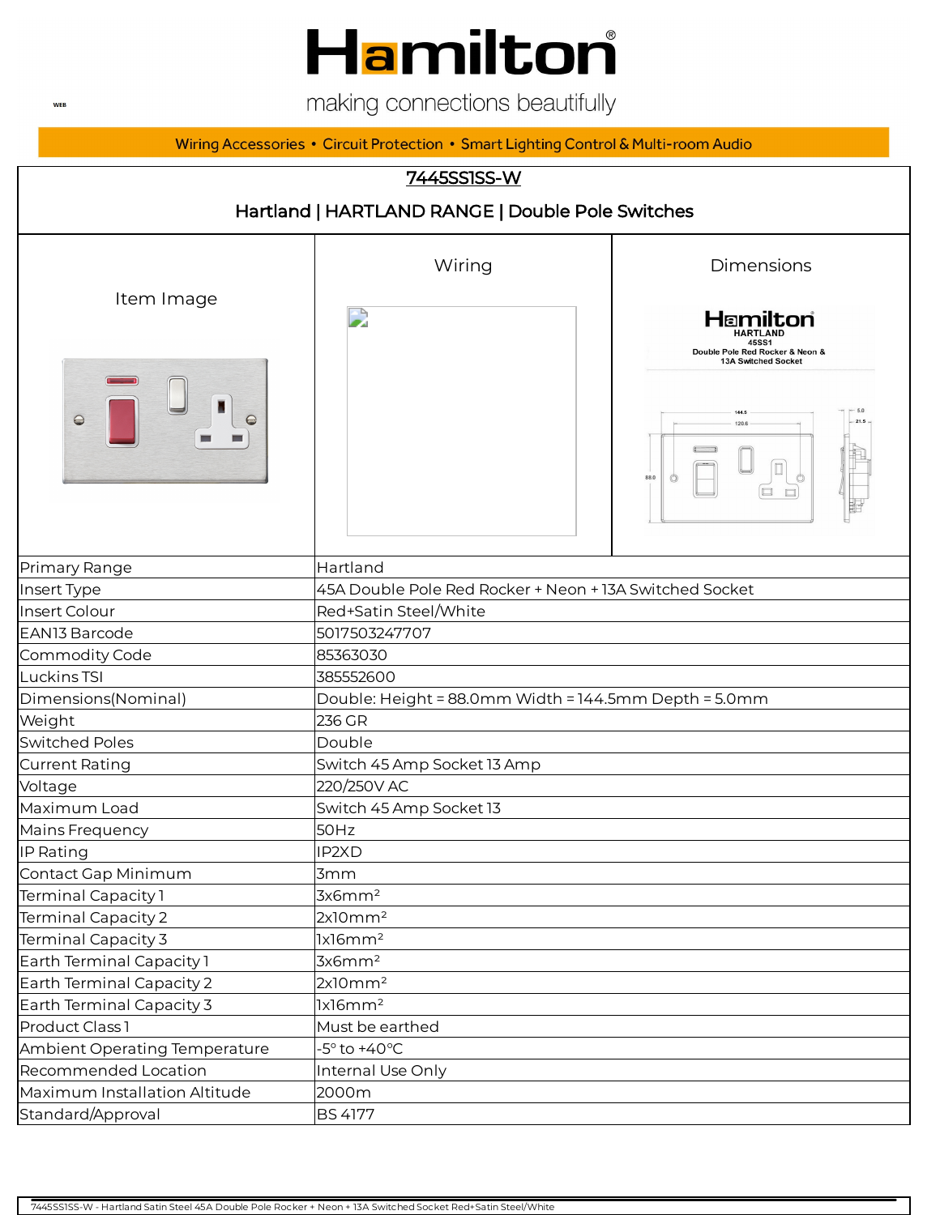# Hamilton

making connections beautifully

Wiring Accessories • Circuit Protection • Smart Lighting Control & Multi-room Audio

## 7445SS1SS-W

### Hartland | HARTLAND RANGE | Double Pole Switches

| Item Image | Wiring | Dimensions |
| --- | --- | --- |

| | |
| --- | --- |
| Primary Range | Hartland |
| Insert Type | 45A Double Pole Red Rocker + Neon + 13A Switched Socket |
| Insert Colour | Red+Satin Steel/White |
| EAN13 Barcode | 5017503247707 |
| Commodity Code | 85363030 |
| Luckins TSI | 385552600 |
| Dimensions(Nominal) | Double: Height = 88.0mm Width = 144.5mm Depth = 5.0mm |
| Weight | 236 GR |
| Switched Poles | Double |
| Current Rating | Switch 45 Amp Socket 13 Amp |
| Voltage | 220/250V AC |
| Maximum Load | Switch 45 Amp Socket 13 |
| Mains Frequency | 50Hz |
| IP Rating | IP2XD |
| Contact Gap Minimum | 3mm |
| Terminal Capacity 1 | 3x6mm² |
| Terminal Capacity 2 | 2x10mm² |
| Terminal Capacity 3 | 1x16mm² |
| Earth Terminal Capacity 1 | 3x6mm² |
| Earth Terminal Capacity 2 | 2x10mm² |
| Earth Terminal Capacity 3 | 1x16mm² |
| Product Class 1 | Must be earthed |
| Ambient Operating Temperature | -5° to +40°C |
| Recommended Location | Internal Use Only |
| Maximum Installation Altitude | 2000m |
| Standard/Approval | BS 4177 |

7445SS1SS-W - Hartland Satin Steel 45A Double Pole Rocker + Neon + 13A Switched Socket Red+Satin Steel/White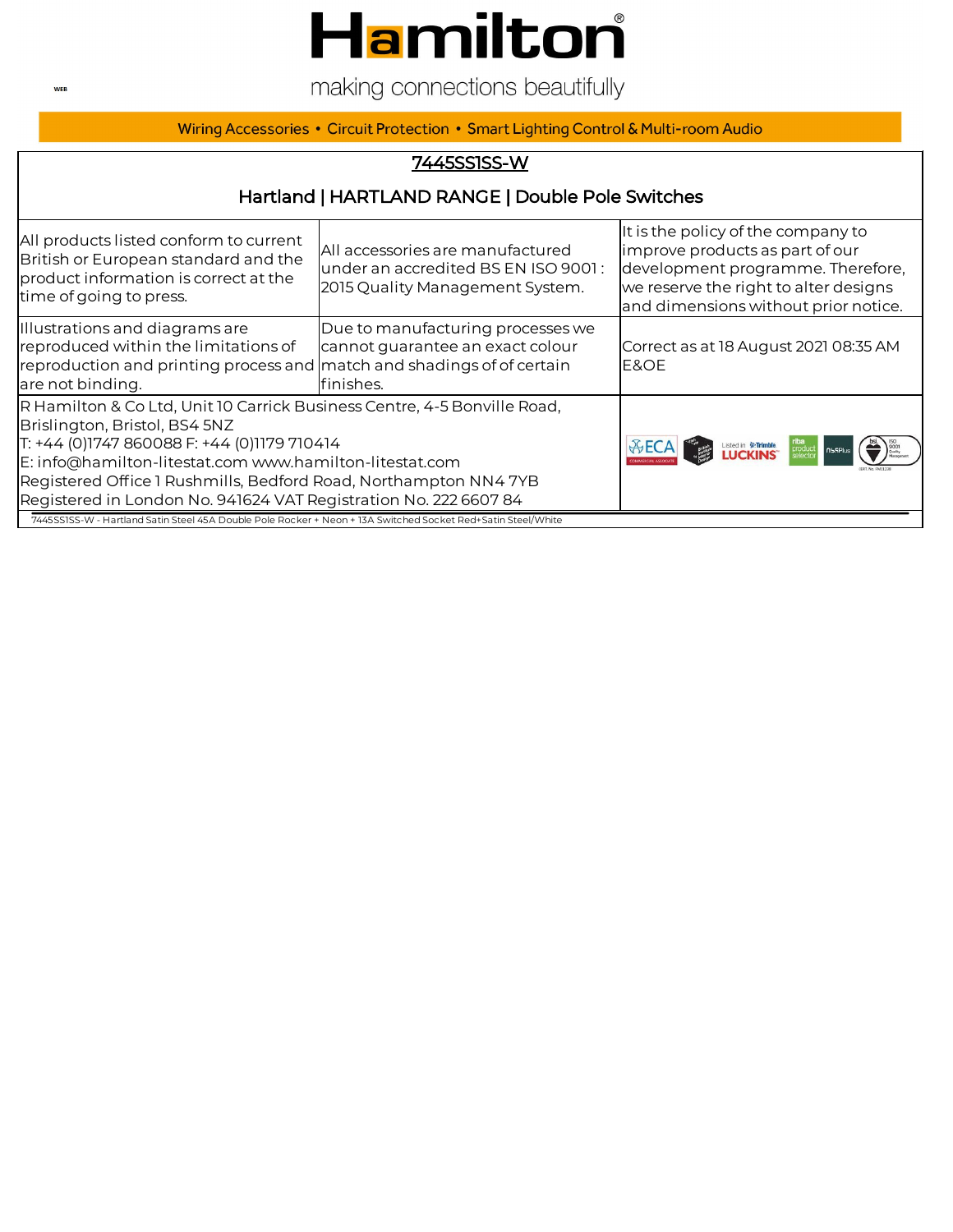WEB

making connections beautifully

Wiring Accessories • Circuit Protection • Smart Lighting Control & Multi-room Audio

## 7445SS1SS-W

### Hartland | HARTLAND RANGE | Double Pole Switches

| | | |
|---|---|---|
| All products listed conform to current British or European standard and the product information is correct at the time of going to press. | All accessories are manufactured under an accredited BS EN ISO 9001 : 2015 Quality Management System. | It is the policy of the company to improve products as part of our development programme. Therefore, we reserve the right to alter designs and dimensions without prior notice. |
| Illustrations and diagrams are reproduced within the limitations of reproduction and printing process and are not binding. | Due to manufacturing processes we cannot guarantee an exact colour match and shadings of of certain finishes. | Correct as at 18 August 2021 08:35 AM E&OE |

R Hamilton & Co Ltd, Unit 10 Carrick Business Centre, 4-5 Bonville Road, Brislington, Bristol, BS4 5NZ
T: +44 (0)1747 860088 F: +44 (0)1179 710414
E: info@hamilton-litestat.com www.hamilton-litestat.com
Registered Office 1 Rushmills, Bedford Road, Northampton NN4 7YB
Registered in London No. 941624 VAT Registration No. 222 6607 84

7445SS1SS-W - Hartland Satin Steel 45A Double Pole Rocker + Neon + 13A Switched Socket Red+Satin Steel/White